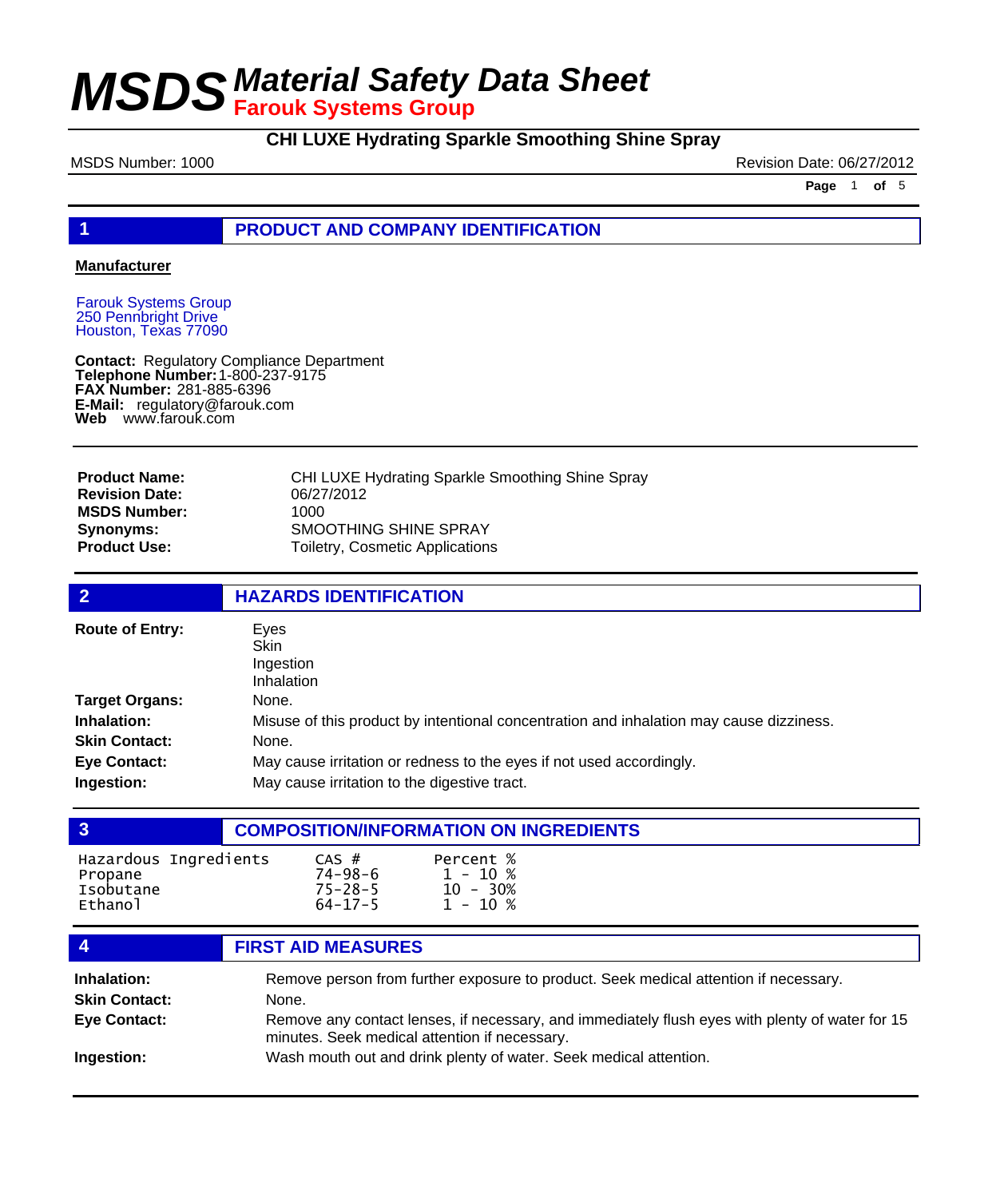# MSDS Material Safety Data Sheet

**Farouk Systems Group**

## CHI LUXE Hydrating Sparkle Smoothing Shine Spray

MSDS Number: 1000

Revision Date: 06/27/2012

## 1 PRODUCT AND COMPANY IDENTIFICATION

**Manufacturer**

Farouk Systems Group
250 Pennbright Drive
Houston, Texas 77090

**Contact:** Regulatory Compliance Department
**Telephone Number:** 1-800-237-9175
**FAX Number:** 281-885-6396
**E-Mail:** regulatory@farouk.com
**Web** www.farouk.com

**Product Name:** CHI LUXE Hydrating Sparkle Smoothing Shine Spray
**Revision Date:** 06/27/2012
**MSDS Number:** 1000
**Synonyms:** SMOOTHING SHINE SPRAY
**Product Use:** Toiletry, Cosmetic Applications

## 2 HAZARDS IDENTIFICATION

**Route of Entry:** Eyes
Skin
Ingestion
Inhalation

**Target Organs:** None.

**Inhalation:** Misuse of this product by intentional concentration and inhalation may cause dizziness.

**Skin Contact:** None.

**Eye Contact:** May cause irritation or redness to the eyes if not used accordingly.

**Ingestion:** May cause irritation to the digestive tract.

## 3 COMPOSITION/INFORMATION ON INGREDIENTS

| Hazardous Ingredients | CAS # | Percent % |
|---|---|---|
| Propane | 74-98-6 | 1 - 10 % |
| Isobutane | 75-28-5 | 10 - 30% |
| Ethanol | 64-17-5 | 1 - 10 % |

## 4 FIRST AID MEASURES

**Inhalation:** Remove person from further exposure to product. Seek medical attention if necessary.

**Skin Contact:** None.

**Eye Contact:** Remove any contact lenses, if necessary, and immediately flush eyes with plenty of water for 15 minutes. Seek medical attention if necessary.

**Ingestion:** Wash mouth out and drink plenty of water. Seek medical attention.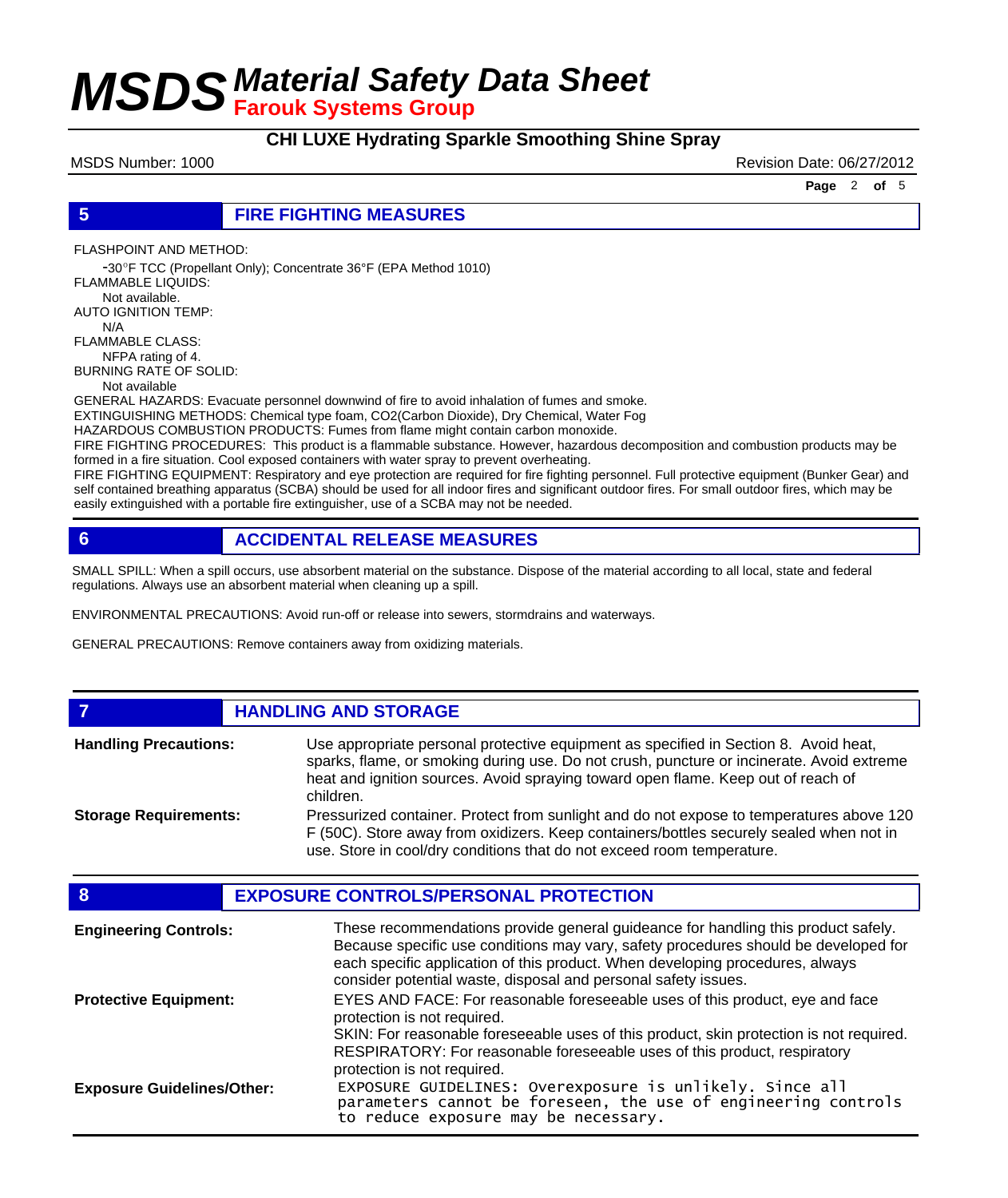## 5 FIRE FIGHTING MEASURES

FLASHPOINT AND METHOD:
-30°F TCC (Propellant Only); Concentrate 36°F (EPA Method 1010)

FLAMMABLE LIQUIDS:
Not available.

AUTO IGNITION TEMP:
N/A

FLAMMABLE CLASS:
NFPA rating of 4.

BURNING RATE OF SOLID:
Not available

GENERAL HAZARDS: Evacuate personnel downwind of fire to avoid inhalation of fumes and smoke.

EXTINGUISHING METHODS: Chemical type foam, $CO_2$(Carbon Dioxide), Dry Chemical, Water Fog

HAZARDOUS COMBUSTION PRODUCTS: Fumes from flame might contain carbon monoxide.

FIRE FIGHTING PROCEDURES: This product is a flammable substance. However, hazardous decomposition and combustion products may be formed in a fire situation. Cool exposed containers with water spray to prevent overheating.

FIRE FIGHTING EQUIPMENT: Respiratory and eye protection are required for fire fighting personnel. Full protective equipment (Bunker Gear) and self contained breathing apparatus (SCBA) should be used for all indoor fires and significant outdoor fires. For small outdoor fires, which may be easily extinguished with a portable fire extinguisher, use of a SCBA may not be needed.

## 6 ACCIDENTAL RELEASE MEASURES

SMALL SPILL: When a spill occurs, use absorbent material on the substance. Dispose of the material according to all local, state and federal regulations. Always use an absorbent material when cleaning up a spill.

ENVIRONMENTAL PRECAUTIONS: Avoid run-off or release into sewers, stormdrains and waterways.

GENERAL PRECAUTIONS: Remove containers away from oxidizing materials.

## 7 HANDLING AND STORAGE

**Handling Precautions:** Use appropriate personal protective equipment as specified in Section 8. Avoid heat, sparks, flame, or smoking during use. Do not crush, puncture or incinerate. Avoid extreme heat and ignition sources. Avoid spraying toward open flame. Keep out of reach of children.

**Storage Requirements:** Pressurized container. Protect from sunlight and do not expose to temperatures above 120 F (50C). Store away from oxidizers. Keep containers/bottles securely sealed when not in use. Store in cool/dry conditions that do not exceed room temperature.

## 8 EXPOSURE CONTROLS/PERSONAL PROTECTION

**Engineering Controls:** These recommendations provide general guideance for handling this product safely. Because specific use conditions may vary, safety procedures should be developed for each specific application of this product. When developing procedures, always consider potential waste, disposal and personal safety issues.

**Protective Equipment:** EYES AND FACE: For reasonable foreseeable uses of this product, eye and face protection is not required.
SKIN: For reasonable foreseeable uses of this product, skin protection is not required.
RESPIRATORY: For reasonable foreseeable uses of this product, respiratory protection is not required.

**Exposure Guidelines/Other:** EXPOSURE GUIDELINES: Overexposure is unlikely. Since all parameters cannot be foreseen, the use of engineering controls to reduce exposure may be necessary.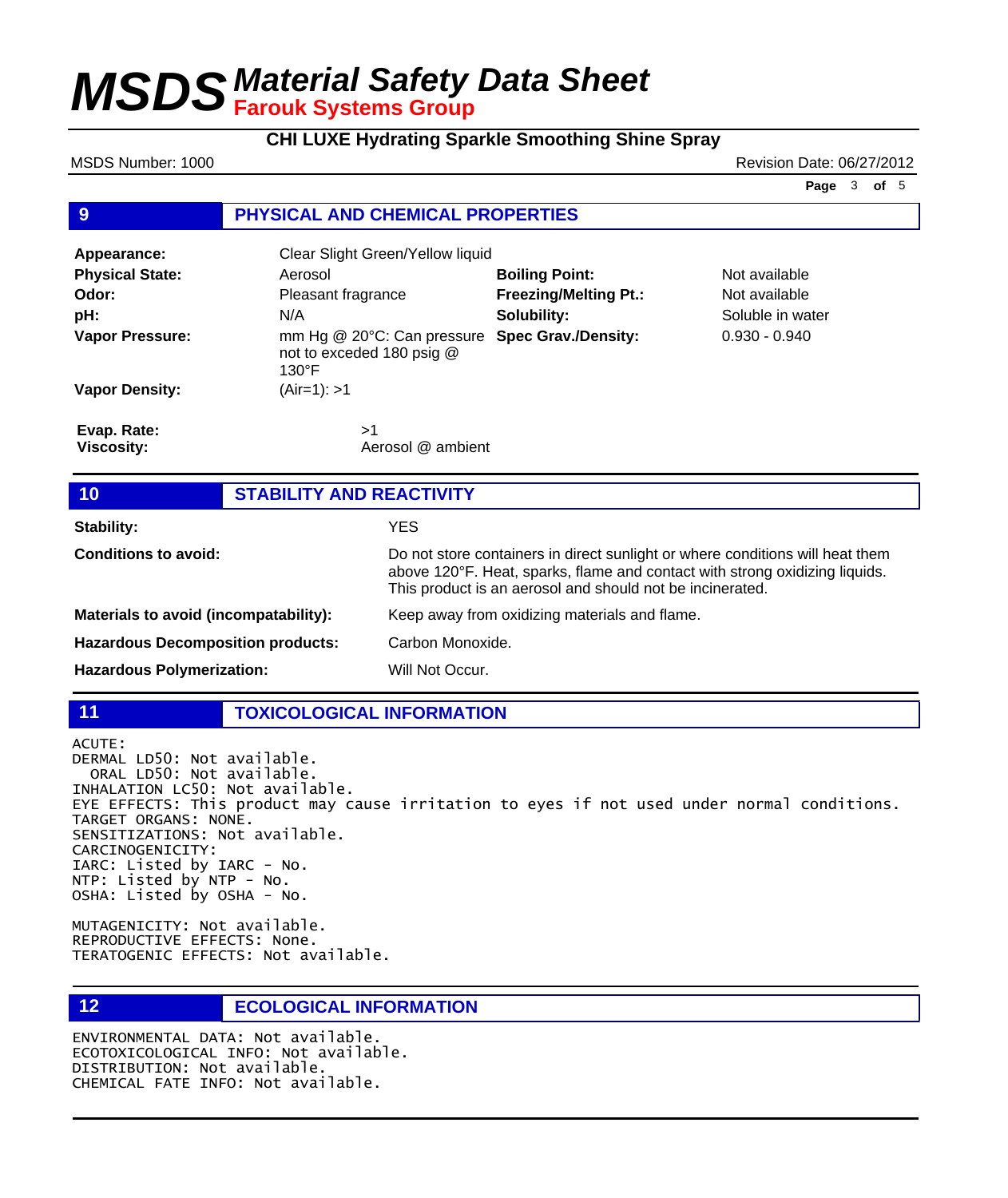# MSDS Material Safety Data Sheet
## Farouk Systems Group

**CHI LUXE Hydrating Sparkle Smoothing Shine Spray**

MSDS Number: 1000 | Revision Date: 06/27/2012

## 9 PHYSICAL AND CHEMICAL PROPERTIES

| | | | |
|---|---|---|---|
| **Appearance:** | Clear Slight Green/Yellow liquid | | |
| **Physical State:** | Aerosol | **Boiling Point:** | Not available |
| **Odor:** | Pleasant fragrance | **Freezing/Melting Pt.:** | Not available |
| **pH:** | N/A | **Solubility:** | Soluble in water |
| **Vapor Pressure:** | mm Hg @ 20°C: Can pressure not to exceded 180 psig @ 130°F | **Spec Grav./Density:** | 0.930 - 0.940 |
| **Vapor Density:** | (Air=1): >1 | | |

**Evap. Rate:** >1
**Viscosity:** Aerosol @ ambient

## 10 STABILITY AND REACTIVITY

**Stability:** YES

**Conditions to avoid:** Do not store containers in direct sunlight or where conditions will heat them above 120°F. Heat, sparks, flame and contact with strong oxidizing liquids. This product is an aerosol and should not be incinerated.

**Materials to avoid (incompatability):** Keep away from oxidizing materials and flame.

**Hazardous Decomposition products:** Carbon Monoxide.

**Hazardous Polymerization:** Will Not Occur.

## 11 TOXICOLOGICAL INFORMATION

ACUTE:
DERMAL LD50: Not available.
ORAL LD50: Not available.
INHALATION LC50: Not available.
EYE EFFECTS: This product may cause irritation to eyes if not used under normal conditions.
TARGET ORGANS: NONE.
SENSITIZATIONS: Not available.
CARCINOGENICITY:
IARC: Listed by IARC - No.
NTP: Listed by NTP - No.
OSHA: Listed by OSHA - No.

MUTAGENICITY: Not available.
REPRODUCTIVE EFFECTS: None.
TERATOGENIC EFFECTS: Not available.

## 12 ECOLOGICAL INFORMATION

ENVIRONMENTAL DATA: Not available.
ECOTOXICOLOGICAL INFO: Not available.
DISTRIBUTION: Not available.
CHEMICAL FATE INFO: Not available.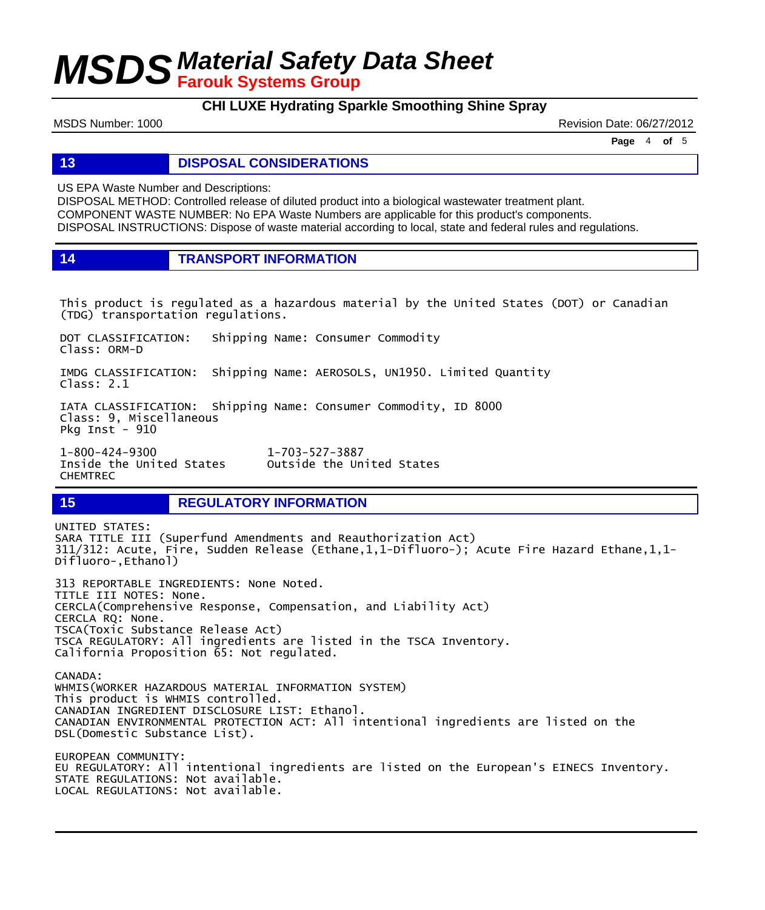## 13 DISPOSAL CONSIDERATIONS

US EPA Waste Number and Descriptions:
DISPOSAL METHOD: Controlled release of diluted product into a biological wastewater treatment plant.
COMPONENT WASTE NUMBER: No EPA Waste Numbers are applicable for this product's components.
DISPOSAL INSTRUCTIONS: Dispose of waste material according to local, state and federal rules and regulations.

## 14 TRANSPORT INFORMATION

This product is regulated as a hazardous material by the United States (DOT) or Canadian (TDG) transportation regulations.

DOT CLASSIFICATION: Shipping Name: Consumer Commodity
Class: ORM-D

IMDG CLASSIFICATION: Shipping Name: AEROSOLS, UN1950. Limited Quantity
Class: 2.1

IATA CLASSIFICATION: Shipping Name: Consumer Commodity, ID 8000
Class: 9, Miscellaneous
Pkg Inst - 910

1-800-424-9300 Inside the United States
1-703-527-3887 Outside the United States
CHEMTREC

## 15 REGULATORY INFORMATION

UNITED STATES:
SARA TITLE III (Superfund Amendments and Reauthorization Act)
311/312: Acute, Fire, Sudden Release (Ethane,1,1-Difluoro-); Acute Fire Hazard Ethane,1,1-Difluoro-,Ethanol)

313 REPORTABLE INGREDIENTS: None Noted.
TITLE III NOTES: None.
CERCLA(Comprehensive Response, Compensation, and Liability Act)
CERCLA RQ: None.
TSCA(Toxic Substance Release Act)
TSCA REGULATORY: All ingredients are listed in the TSCA Inventory.
California Proposition 65: Not regulated.

CANADA:
WHMIS(WORKER HAZARDOUS MATERIAL INFORMATION SYSTEM)
This product is WHMIS controlled.
CANADIAN INGREDIENT DISCLOSURE LIST: Ethanol.
CANADIAN ENVIRONMENTAL PROTECTION ACT: All intentional ingredients are listed on the DSL(Domestic Substance List).

EUROPEAN COMMUNITY:
EU REGULATORY: All intentional ingredients are listed on the European's EINECS Inventory.
STATE REGULATIONS: Not available.
LOCAL REGULATIONS: Not available.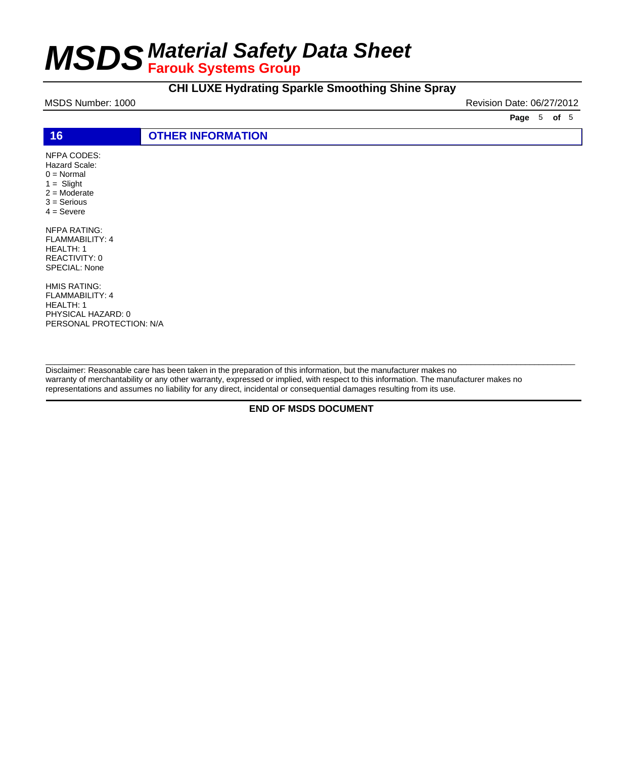# MSDS Material Safety Data Sheet
## Farouk Systems Group

**CHI LUXE Hydrating Sparkle Smoothing Shine Spray**

MSDS Number: 1000

Revision Date: 06/27/2012

## 16 OTHER INFORMATION

NFPA CODES:
Hazard Scale:
0 = Normal
1 = Slight
2 = Moderate
3 = Serious
4 = Severe

NFPA RATING:
FLAMMABILITY: 4
HEALTH: 1
REACTIVITY: 0
SPECIAL: None

HMIS RATING:
FLAMMABILITY: 4
HEALTH: 1
PHYSICAL HAZARD: 0
PERSONAL PROTECTION: N/A

---

Disclaimer: Reasonable care has been taken in the preparation of this information, but the manufacturer makes no warranty of merchantability or any other warranty, expressed or implied, with respect to this information. The manufacturer makes no representations and assumes no liability for any direct, incidental or consequential damages resulting from its use.

**END OF MSDS DOCUMENT**